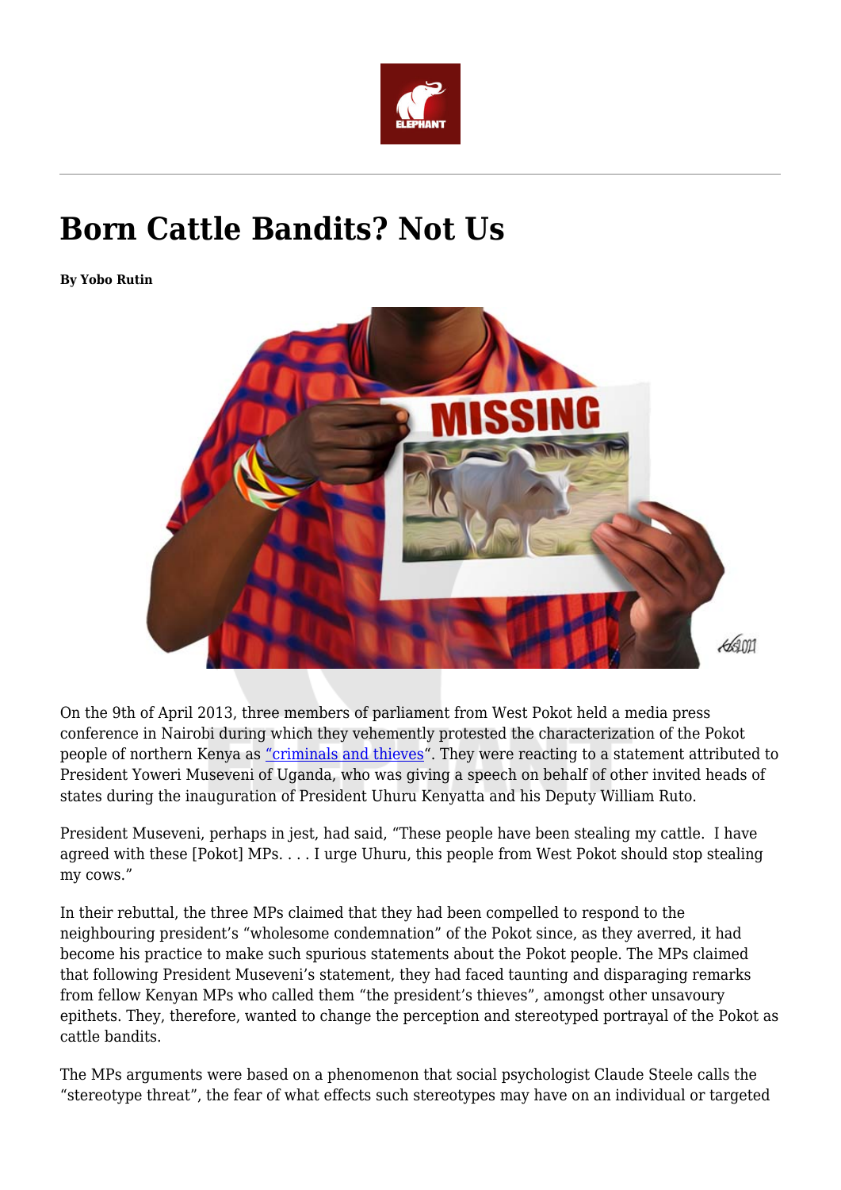# Born Cattle Bandits? Not Us

**By Yobo Rutin**

On the 9th of April 2013, three members of parliament from West Pokot held a media press conference in Nairobi during which they vehemently protested the characterization of the Pokot people of northern Kenya as "criminals and thieves". They were reacting to a statement attributed to President Yoweri Museveni of Uganda, who was giving a speech on behalf of other invited heads of states during the inauguration of President Uhuru Kenyatta and his Deputy William Ruto.

President Museveni, perhaps in jest, had said, "These people have been stealing my cattle. I have agreed with these [Pokot] MPs. . . . I urge Uhuru, this people from West Pokot should stop stealing my cows."

In their rebuttal, the three MPs claimed that they had been compelled to respond to the neighbouring president's "wholesome condemnation" of the Pokot since, as they averred, it had become his practice to make such spurious statements about the Pokot people. The MPs claimed that following President Museveni's statement, they had faced taunting and disparaging remarks from fellow Kenyan MPs who called them "the president's thieves", amongst other unsavoury epithets. They, therefore, wanted to change the perception and stereotyped portrayal of the Pokot as cattle bandits.

The MPs arguments were based on a phenomenon that social psychologist Claude Steele calls the "stereotype threat", the fear of what effects such stereotypes may have on an individual or targeted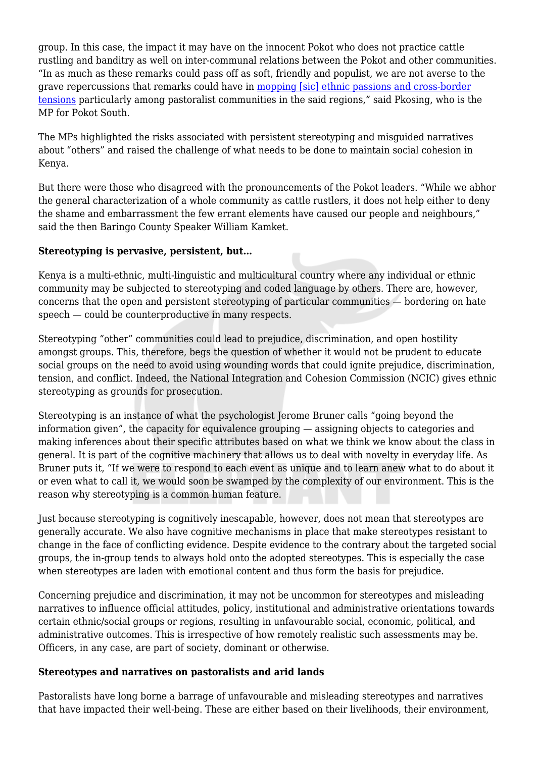group. In this case, the impact it may have on the innocent Pokot who does not practice cattle rustling and banditry as well on inter-communal relations between the Pokot and other communities. "In as much as these remarks could pass off as soft, friendly and populist, we are not averse to the grave repercussions that remarks could have in mopping [sic] ethnic passions and cross-border tensions particularly among pastoralist communities in the said regions," said Pkosing, who is the MP for Pokot South.

The MPs highlighted the risks associated with persistent stereotyping and misguided narratives about "others" and raised the challenge of what needs to be done to maintain social cohesion in Kenya.

But there were those who disagreed with the pronouncements of the Pokot leaders. "While we abhor the general characterization of a whole community as cattle rustlers, it does not help either to deny the shame and embarrassment the few errant elements have caused our people and neighbours," said the then Baringo County Speaker William Kamket.

**Stereotyping is pervasive, persistent, but…**

Kenya is a multi-ethnic, multi-linguistic and multicultural country where any individual or ethnic community may be subjected to stereotyping and coded language by others. There are, however, concerns that the open and persistent stereotyping of particular communities — bordering on hate speech — could be counterproductive in many respects.

Stereotyping "other" communities could lead to prejudice, discrimination, and open hostility amongst groups. This, therefore, begs the question of whether it would not be prudent to educate social groups on the need to avoid using wounding words that could ignite prejudice, discrimination, tension, and conflict. Indeed, the National Integration and Cohesion Commission (NCIC) gives ethnic stereotyping as grounds for prosecution.

Stereotyping is an instance of what the psychologist Jerome Bruner calls "going beyond the information given", the capacity for equivalence grouping — assigning objects to categories and making inferences about their specific attributes based on what we think we know about the class in general. It is part of the cognitive machinery that allows us to deal with novelty in everyday life. As Bruner puts it, "If we were to respond to each event as unique and to learn anew what to do about it or even what to call it, we would soon be swamped by the complexity of our environment. This is the reason why stereotyping is a common human feature.

Just because stereotyping is cognitively inescapable, however, does not mean that stereotypes are generally accurate. We also have cognitive mechanisms in place that make stereotypes resistant to change in the face of conflicting evidence. Despite evidence to the contrary about the targeted social groups, the in-group tends to always hold onto the adopted stereotypes. This is especially the case when stereotypes are laden with emotional content and thus form the basis for prejudice.

Concerning prejudice and discrimination, it may not be uncommon for stereotypes and misleading narratives to influence official attitudes, policy, institutional and administrative orientations towards certain ethnic/social groups or regions, resulting in unfavourable social, economic, political, and administrative outcomes. This is irrespective of how remotely realistic such assessments may be. Officers, in any case, are part of society, dominant or otherwise.

**Stereotypes and narratives on pastoralists and arid lands**

Pastoralists have long borne a barrage of unfavourable and misleading stereotypes and narratives that have impacted their well-being. These are either based on their livelihoods, their environment,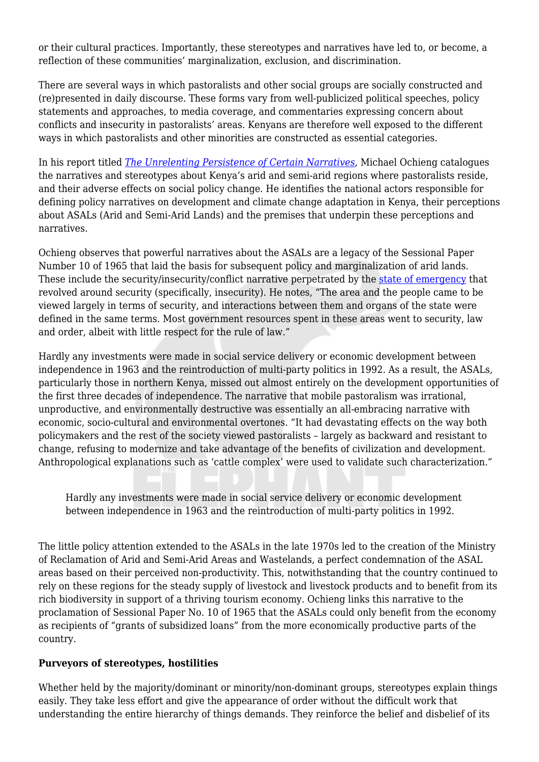or their cultural practices. Importantly, these stereotypes and narratives have led to, or become, a reflection of these communities' marginalization, exclusion, and discrimination.

There are several ways in which pastoralists and other social groups are socially constructed and (re)presented in daily discourse. These forms vary from well-publicized political speeches, policy statements and approaches, to media coverage, and commentaries expressing concern about conflicts and insecurity in pastoralists' areas. Kenyans are therefore well exposed to the different ways in which pastoralists and other minorities are constructed as essential categories.

In his report titled *The Unrelenting Persistence of Certain Narratives*, Michael Ochieng catalogues the narratives and stereotypes about Kenya's arid and semi-arid regions where pastoralists reside, and their adverse effects on social policy change. He identifies the national actors responsible for defining policy narratives on development and climate change adaptation in Kenya, their perceptions about ASALs (Arid and Semi-Arid Lands) and the premises that underpin these perceptions and narratives.

Ochieng observes that powerful narratives about the ASALs are a legacy of the Sessional Paper Number 10 of 1965 that laid the basis for subsequent policy and marginalization of arid lands. These include the security/insecurity/conflict narrative perpetrated by the state of emergency that revolved around security (specifically, insecurity). He notes, "The area and the people came to be viewed largely in terms of security, and interactions between them and organs of the state were defined in the same terms. Most government resources spent in these areas went to security, law and order, albeit with little respect for the rule of law."

Hardly any investments were made in social service delivery or economic development between independence in 1963 and the reintroduction of multi-party politics in 1992. As a result, the ASALs, particularly those in northern Kenya, missed out almost entirely on the development opportunities of the first three decades of independence. The narrative that mobile pastoralism was irrational, unproductive, and environmentally destructive was essentially an all-embracing narrative with economic, socio-cultural and environmental overtones. "It had devastating effects on the way both policymakers and the rest of the society viewed pastoralists – largely as backward and resistant to change, refusing to modernize and take advantage of the benefits of civilization and development. Anthropological explanations such as 'cattle complex' were used to validate such characterization."

> Hardly any investments were made in social service delivery or economic development between independence in 1963 and the reintroduction of multi-party politics in 1992.

The little policy attention extended to the ASALs in the late 1970s led to the creation of the Ministry of Reclamation of Arid and Semi-Arid Areas and Wastelands, a perfect condemnation of the ASAL areas based on their perceived non-productivity. This, notwithstanding that the country continued to rely on these regions for the steady supply of livestock and livestock products and to benefit from its rich biodiversity in support of a thriving tourism economy. Ochieng links this narrative to the proclamation of Sessional Paper No. 10 of 1965 that the ASALs could only benefit from the economy as recipients of "grants of subsidized loans" from the more economically productive parts of the country.

**Purveyors of stereotypes, hostilities**

Whether held by the majority/dominant or minority/non-dominant groups, stereotypes explain things easily. They take less effort and give the appearance of order without the difficult work that understanding the entire hierarchy of things demands. They reinforce the belief and disbelief of its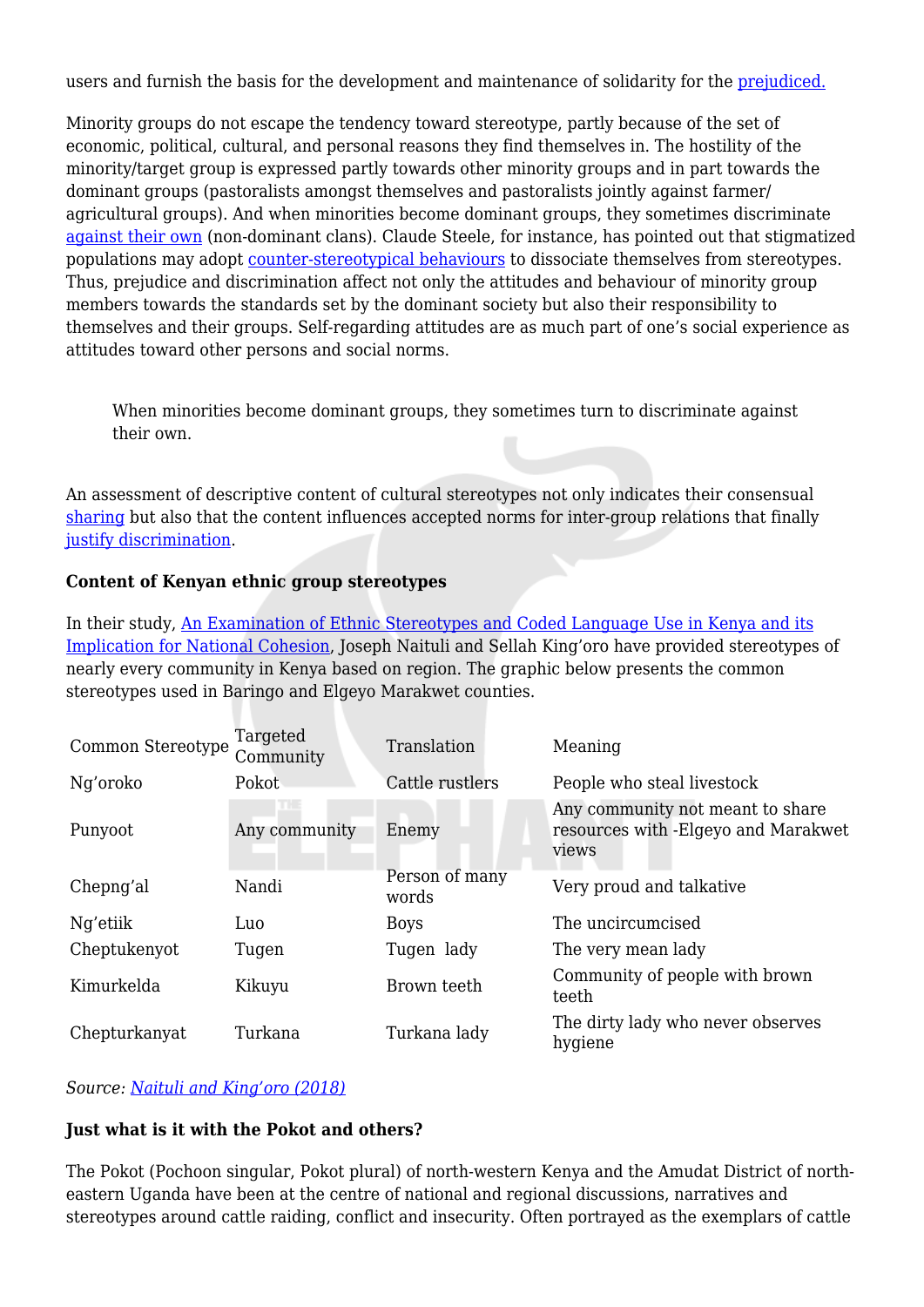users and furnish the basis for the development and maintenance of solidarity for the prejudiced.

Minority groups do not escape the tendency toward stereotype, partly because of the set of economic, political, cultural, and personal reasons they find themselves in. The hostility of the minority/target group is expressed partly towards other minority groups and in part towards the dominant groups (pastoralists amongst themselves and pastoralists jointly against farmer/agricultural groups). And when minorities become dominant groups, they sometimes discriminate against their own (non-dominant clans). Claude Steele, for instance, has pointed out that stigmatized populations may adopt counter-stereotypical behaviours to dissociate themselves from stereotypes. Thus, prejudice and discrimination affect not only the attitudes and behaviour of minority group members towards the standards set by the dominant society but also their responsibility to themselves and their groups. Self-regarding attitudes are as much part of one's social experience as attitudes toward other persons and social norms.

> When minorities become dominant groups, they sometimes turn to discriminate against their own.

An assessment of descriptive content of cultural stereotypes not only indicates their consensual sharing but also that the content influences accepted norms for inter-group relations that finally justify discrimination.

**Content of Kenyan ethnic group stereotypes**

In their study, An Examination of Ethnic Stereotypes and Coded Language Use in Kenya and its Implication for National Cohesion, Joseph Naituli and Sellah King'oro have provided stereotypes of nearly every community in Kenya based on region. The graphic below presents the common stereotypes used in Baringo and Elgeyo Marakwet counties.

| Common Stereotype | Targeted Community | Translation | Meaning |
|---|---|---|---|
| Ng'oroko | Pokot | Cattle rustlers | People who steal livestock |
| Punyoot | Any community | Enemy | Any community not meant to share resources with -Elgeyo and Marakwet views |
| Chepng'al | Nandi | Person of many words | Very proud and talkative |
| Ng'etiik | Luo | Boys | The uncircumcised |
| Cheptukenyot | Tugen | Tugen lady | The very mean lady |
| Kimurkelda | Kikuyu | Brown teeth | Community of people with brown teeth |
| Chepturkanyat | Turkana | Turkana lady | The dirty lady who never observes hygiene |

*Source: Naituli and King'oro (2018)*

**Just what is it with the Pokot and others?**

The Pokot (Pochoon singular, Pokot plural) of north-western Kenya and the Amudat District of north-eastern Uganda have been at the centre of national and regional discussions, narratives and stereotypes around cattle raiding, conflict and insecurity. Often portrayed as the exemplars of cattle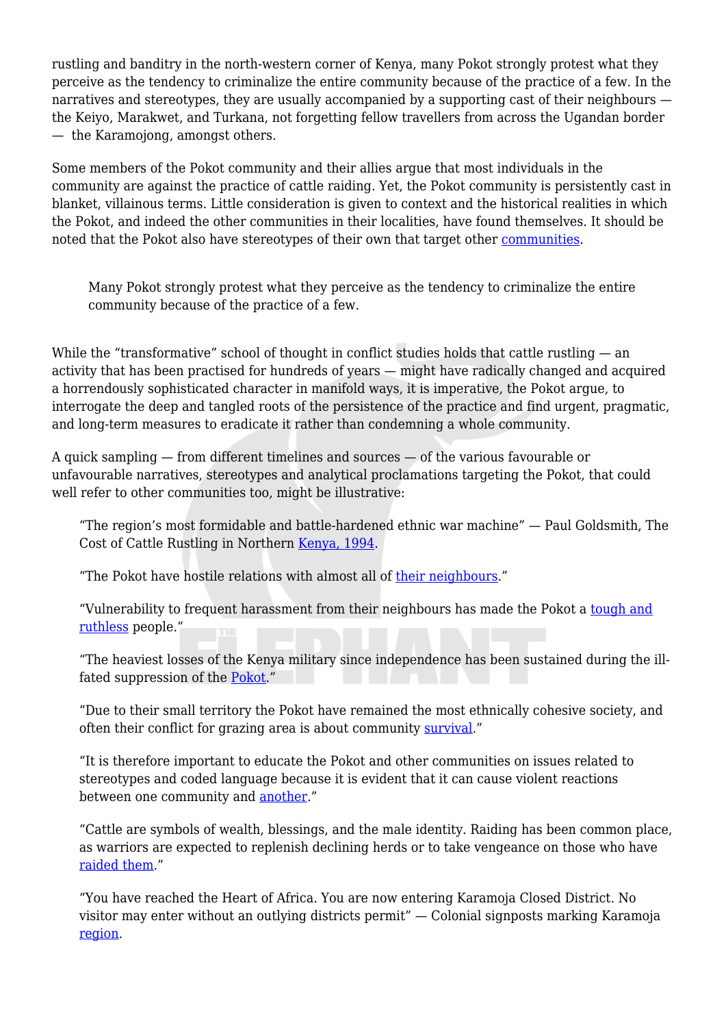rustling and banditry in the north-western corner of Kenya, many Pokot strongly protest what they perceive as the tendency to criminalize the entire community because of the practice of a few. In the narratives and stereotypes, they are usually accompanied by a supporting cast of their neighbours — the Keiyo, Marakwet, and Turkana, not forgetting fellow travellers from across the Ugandan border — the Karamojong, amongst others.

Some members of the Pokot community and their allies argue that most individuals in the community are against the practice of cattle raiding. Yet, the Pokot community is persistently cast in blanket, villainous terms. Little consideration is given to context and the historical realities in which the Pokot, and indeed the other communities in their localities, have found themselves. It should be noted that the Pokot also have stereotypes of their own that target other communities.

> Many Pokot strongly protest what they perceive as the tendency to criminalize the entire community because of the practice of a few.

While the "transformative" school of thought in conflict studies holds that cattle rustling — an activity that has been practised for hundreds of years — might have radically changed and acquired a horrendously sophisticated character in manifold ways, it is imperative, the Pokot argue, to interrogate the deep and tangled roots of the persistence of the practice and find urgent, pragmatic, and long-term measures to eradicate it rather than condemning a whole community.

A quick sampling — from different timelines and sources — of the various favourable or unfavourable narratives, stereotypes and analytical proclamations targeting the Pokot, that could well refer to other communities too, might be illustrative:

> "The region's most formidable and battle-hardened ethnic war machine" — Paul Goldsmith, The Cost of Cattle Rustling in Northern Kenya, 1994.

> "The Pokot have hostile relations with almost all of their neighbours."

> "Vulnerability to frequent harassment from their neighbours has made the Pokot a tough and ruthless people."

> "The heaviest losses of the Kenya military since independence has been sustained during the ill-fated suppression of the Pokot."

> "Due to their small territory the Pokot have remained the most ethnically cohesive society, and often their conflict for grazing area is about community survival."

> "It is therefore important to educate the Pokot and other communities on issues related to stereotypes and coded language because it is evident that it can cause violent reactions between one community and another."

> "Cattle are symbols of wealth, blessings, and the male identity. Raiding has been common place, as warriors are expected to replenish declining herds or to take vengeance on those who have raided them."

> "You have reached the Heart of Africa. You are now entering Karamoja Closed District. No visitor may enter without an outlying districts permit" — Colonial signposts marking Karamoja region.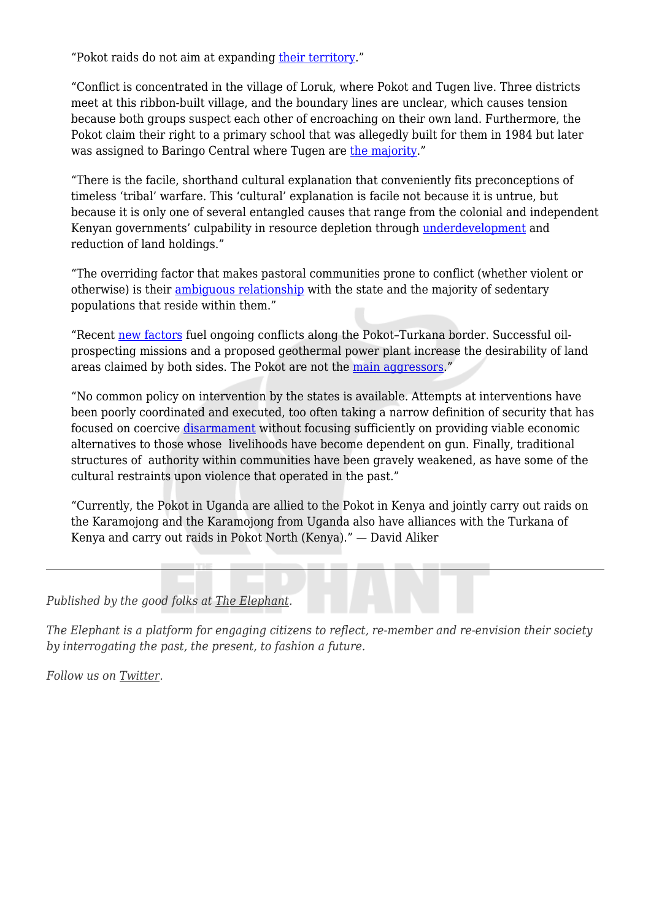"Pokot raids do not aim at expanding their territory."

"Conflict is concentrated in the village of Loruk, where Pokot and Tugen live. Three districts meet at this ribbon-built village, and the boundary lines are unclear, which causes tension because both groups suspect each other of encroaching on their own land. Furthermore, the Pokot claim their right to a primary school that was allegedly built for them in 1984 but later was assigned to Baringo Central where Tugen are the majority."

"There is the facile, shorthand cultural explanation that conveniently fits preconceptions of timeless 'tribal' warfare. This 'cultural' explanation is facile not because it is untrue, but because it is only one of several entangled causes that range from the colonial and independent Kenyan governments' culpability in resource depletion through underdevelopment and reduction of land holdings."

"The overriding factor that makes pastoral communities prone to conflict (whether violent or otherwise) is their ambiguous relationship with the state and the majority of sedentary populations that reside within them."

"Recent new factors fuel ongoing conflicts along the Pokot–Turkana border. Successful oil-prospecting missions and a proposed geothermal power plant increase the desirability of land areas claimed by both sides. The Pokot are not the main aggressors."

"No common policy on intervention by the states is available. Attempts at interventions have been poorly coordinated and executed, too often taking a narrow definition of security that has focused on coercive disarmament without focusing sufficiently on providing viable economic alternatives to those whose livelihoods have become dependent on gun. Finally, traditional structures of authority within communities have been gravely weakened, as have some of the cultural restraints upon violence that operated in the past."

"Currently, the Pokot in Uganda are allied to the Pokot in Kenya and jointly carry out raids on the Karamojong and the Karamojong from Uganda also have alliances with the Turkana of Kenya and carry out raids in Pokot North (Kenya)." — David Aliker

---

*Published by the good folks at The Elephant.*

*The Elephant is a platform for engaging citizens to reflect, re-member and re-envision their society by interrogating the past, the present, to fashion a future.*

*Follow us on Twitter.*